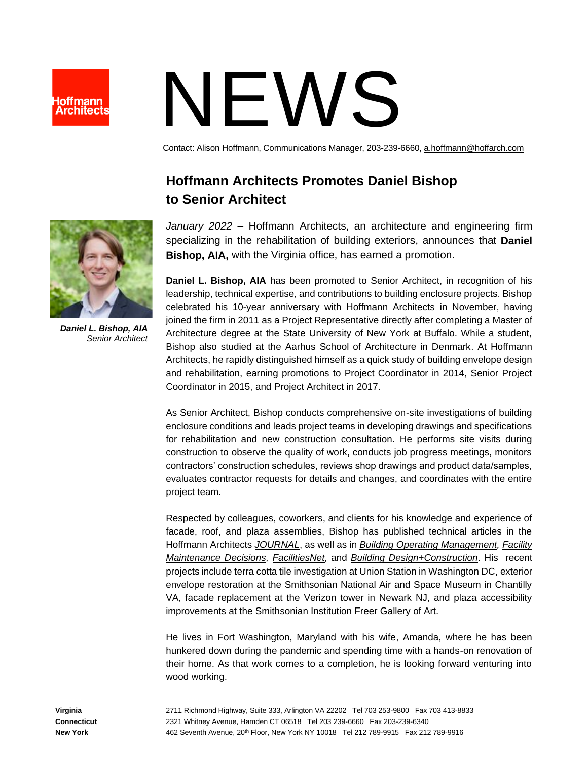# NEWS

Contact: Alison Hoffmann, Communications Manager, 203-239-6660, a.hoffmann@hoffarch.com

## Hoffmann Architects Promotes Daniel Bishop to Senior Architect

***Daniel L. Bishop, AIA***
*Senior Architect*

*January 2022* – Hoffmann Architects, an architecture and engineering firm specializing in the rehabilitation of building exteriors, announces that **Daniel Bishop, AIA,** with the Virginia office, has earned a promotion.

**Daniel L. Bishop, AIA** has been promoted to Senior Architect, in recognition of his leadership, technical expertise, and contributions to building enclosure projects. Bishop celebrated his 10-year anniversary with Hoffmann Architects in November, having joined the firm in 2011 as a Project Representative directly after completing a Master of Architecture degree at the State University of New York at Buffalo. While a student, Bishop also studied at the Aarhus School of Architecture in Denmark. At Hoffmann Architects, he rapidly distinguished himself as a quick study of building envelope design and rehabilitation, earning promotions to Project Coordinator in 2014, Senior Project Coordinator in 2015, and Project Architect in 2017.

As Senior Architect, Bishop conducts comprehensive on-site investigations of building enclosure conditions and leads project teams in developing drawings and specifications for rehabilitation and new construction consultation. He performs site visits during construction to observe the quality of work, conducts job progress meetings, monitors contractors' construction schedules, reviews shop drawings and product data/samples, evaluates contractor requests for details and changes, and coordinates with the entire project team.

Respected by colleagues, coworkers, and clients for his knowledge and experience of facade, roof, and plaza assemblies, Bishop has published technical articles in the Hoffmann Architects *JOURNAL*, as well as in *Building Operating Management, Facility Maintenance Decisions, FacilitiesNet,* and *Building Design+Construction*. His recent projects include terra cotta tile investigation at Union Station in Washington DC, exterior envelope restoration at the Smithsonian National Air and Space Museum in Chantilly VA, facade replacement at the Verizon tower in Newark NJ, and plaza accessibility improvements at the Smithsonian Institution Freer Gallery of Art.

He lives in Fort Washington, Maryland with his wife, Amanda, where he has been hunkered down during the pandemic and spending time with a hands-on renovation of their home. As that work comes to a completion, he is looking forward venturing into wood working.

**Virginia** 2711 Richmond Highway, Suite 333, Arlington VA 22202 Tel 703 253-9800 Fax 703 413-8833
**Connecticut** 2321 Whitney Avenue, Hamden CT 06518 Tel 203 239-6660 Fax 203-239-6340
**New York** 462 Seventh Avenue, 20th Floor, New York NY 10018 Tel 212 789-9915 Fax 212 789-9916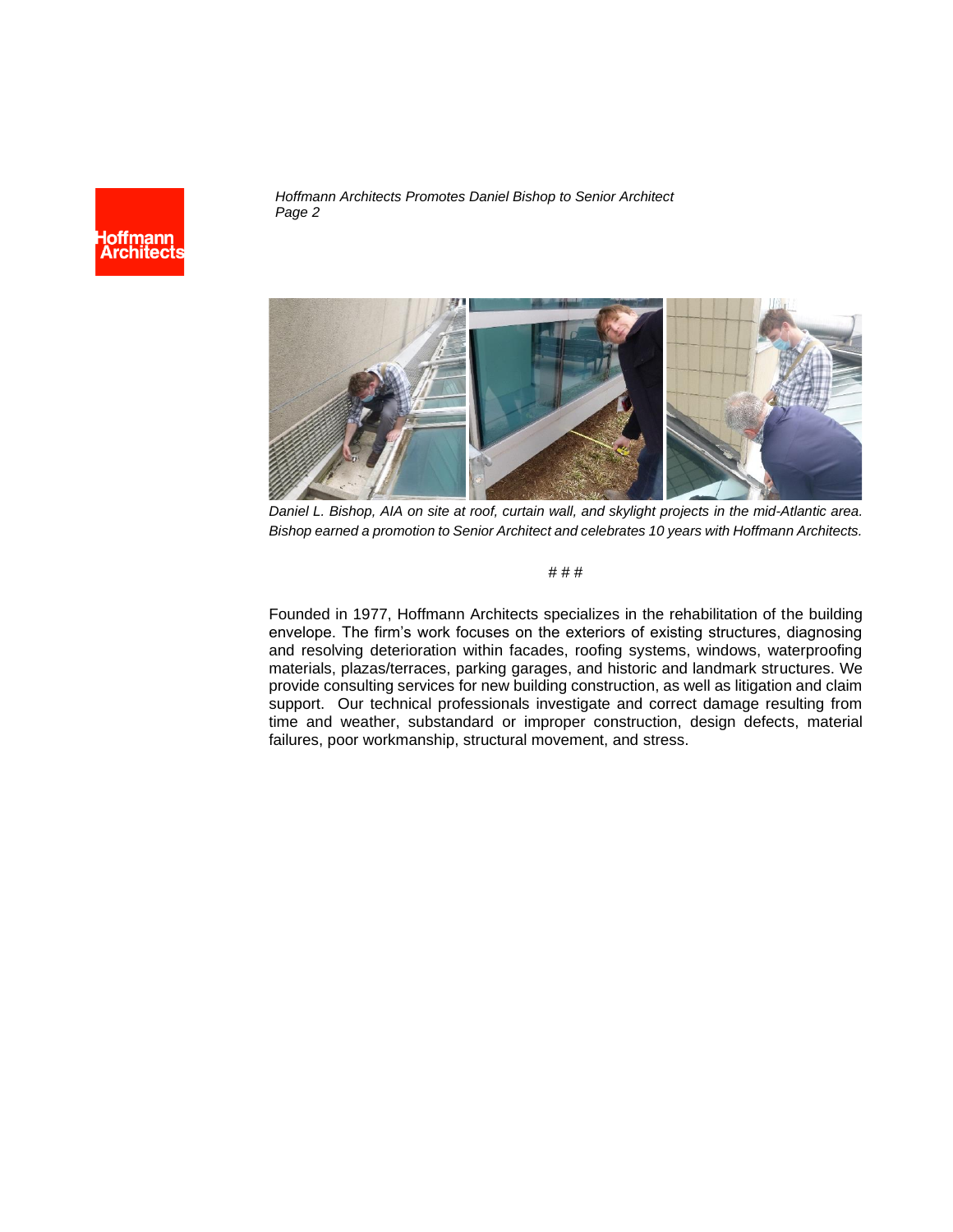*Daniel L. Bishop, AIA on site at roof, curtain wall, and skylight projects in the mid-Atlantic area. Bishop earned a promotion to Senior Architect and celebrates 10 years with Hoffmann Architects.*

# # #

Founded in 1977, Hoffmann Architects specializes in the rehabilitation of the building envelope. The firm's work focuses on the exteriors of existing structures, diagnosing and resolving deterioration within facades, roofing systems, windows, waterproofing materials, plazas/terraces, parking garages, and historic and landmark structures. We provide consulting services for new building construction, as well as litigation and claim support. Our technical professionals investigate and correct damage resulting from time and weather, substandard or improper construction, design defects, material failures, poor workmanship, structural movement, and stress.